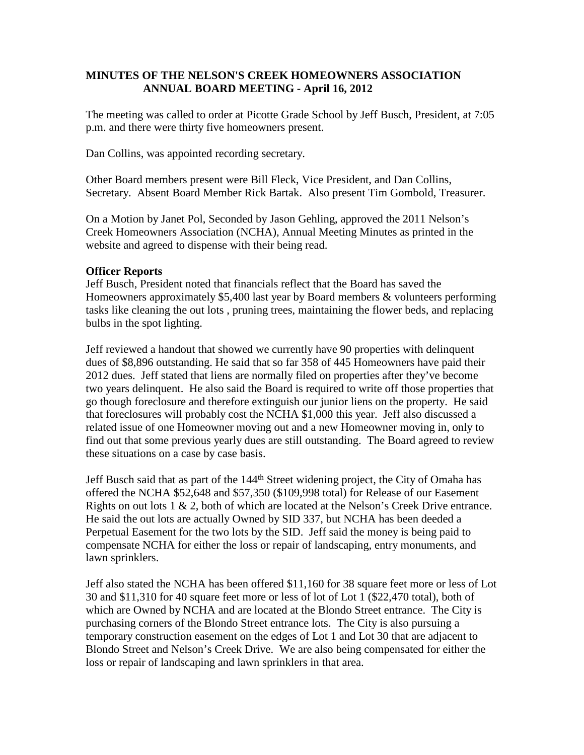**MINUTES OF THE NELSON'S CREEK HOMEOWNERS ASSOCIATION ANNUAL BOARD MEETING - April 16, 2012**

The meeting was called to order at Picotte Grade School by Jeff Busch, President, at 7:05 p.m. and there were thirty five homeowners present.

Dan Collins, was appointed recording secretary.

Other Board members present were Bill Fleck, Vice President, and Dan Collins, Secretary. Absent Board Member Rick Bartak. Also present Tim Gombold, Treasurer.

On a Motion by Janet Pol, Seconded by Jason Gehling, approved the 2011 Nelson's Creek Homeowners Association (NCHA), Annual Meeting Minutes as printed in the website and agreed to dispense with their being read.

**Officer Reports**

Jeff Busch, President noted that financials reflect that the Board has saved the Homeowners approximately $5,400 last year by Board members & volunteers performing tasks like cleaning the out lots , pruning trees, maintaining the flower beds, and replacing bulbs in the spot lighting.

Jeff reviewed a handout that showed we currently have 90 properties with delinquent dues of $8,896 outstanding. He said that so far 358 of 445 Homeowners have paid their 2012 dues. Jeff stated that liens are normally filed on properties after they've become two years delinquent. He also said the Board is required to write off those properties that go though foreclosure and therefore extinguish our junior liens on the property. He said that foreclosures will probably cost the NCHA $1,000 this year. Jeff also discussed a related issue of one Homeowner moving out and a new Homeowner moving in, only to find out that some previous yearly dues are still outstanding. The Board agreed to review these situations on a case by case basis.

Jeff Busch said that as part of the 144th Street widening project, the City of Omaha has offered the NCHA $52,648 and $57,350 ($109,998 total) for Release of our Easement Rights on out lots 1 & 2, both of which are located at the Nelson's Creek Drive entrance. He said the out lots are actually Owned by SID 337, but NCHA has been deeded a Perpetual Easement for the two lots by the SID. Jeff said the money is being paid to compensate NCHA for either the loss or repair of landscaping, entry monuments, and lawn sprinklers.

Jeff also stated the NCHA has been offered $11,160 for 38 square feet more or less of Lot 30 and $11,310 for 40 square feet more or less of lot of Lot 1 ($22,470 total), both of which are Owned by NCHA and are located at the Blondo Street entrance. The City is purchasing corners of the Blondo Street entrance lots. The City is also pursuing a temporary construction easement on the edges of Lot 1 and Lot 30 that are adjacent to Blondo Street and Nelson's Creek Drive. We are also being compensated for either the loss or repair of landscaping and lawn sprinklers in that area.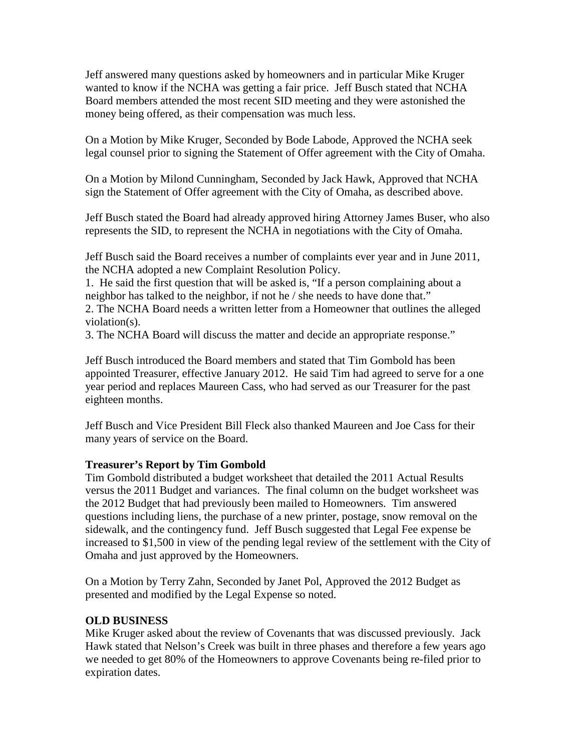Jeff answered many questions asked by homeowners and in particular Mike Kruger wanted to know if the NCHA was getting a fair price. Jeff Busch stated that NCHA Board members attended the most recent SID meeting and they were astonished the money being offered, as their compensation was much less.

On a Motion by Mike Kruger, Seconded by Bode Labode, Approved the NCHA seek legal counsel prior to signing the Statement of Offer agreement with the City of Omaha.

On a Motion by Milond Cunningham, Seconded by Jack Hawk, Approved that NCHA sign the Statement of Offer agreement with the City of Omaha, as described above.

Jeff Busch stated the Board had already approved hiring Attorney James Buser, who also represents the SID, to represent the NCHA in negotiations with the City of Omaha.

Jeff Busch said the Board receives a number of complaints ever year and in June 2011, the NCHA adopted a new Complaint Resolution Policy.

1. He said the first question that will be asked is, "If a person complaining about a neighbor has talked to the neighbor, if not he / she needs to have done that."
2. The NCHA Board needs a written letter from a Homeowner that outlines the alleged violation(s).
3. The NCHA Board will discuss the matter and decide an appropriate response."

Jeff Busch introduced the Board members and stated that Tim Gombold has been appointed Treasurer, effective January 2012. He said Tim had agreed to serve for a one year period and replaces Maureen Cass, who had served as our Treasurer for the past eighteen months.

Jeff Busch and Vice President Bill Fleck also thanked Maureen and Joe Cass for their many years of service on the Board.

**Treasurer's Report by Tim Gombold**

Tim Gombold distributed a budget worksheet that detailed the 2011 Actual Results versus the 2011 Budget and variances. The final column on the budget worksheet was the 2012 Budget that had previously been mailed to Homeowners. Tim answered questions including liens, the purchase of a new printer, postage, snow removal on the sidewalk, and the contingency fund. Jeff Busch suggested that Legal Fee expense be increased to $1,500 in view of the pending legal review of the settlement with the City of Omaha and just approved by the Homeowners.

On a Motion by Terry Zahn, Seconded by Janet Pol, Approved the 2012 Budget as presented and modified by the Legal Expense so noted.

**OLD BUSINESS**

Mike Kruger asked about the review of Covenants that was discussed previously. Jack Hawk stated that Nelson's Creek was built in three phases and therefore a few years ago we needed to get 80% of the Homeowners to approve Covenants being re-filed prior to expiration dates.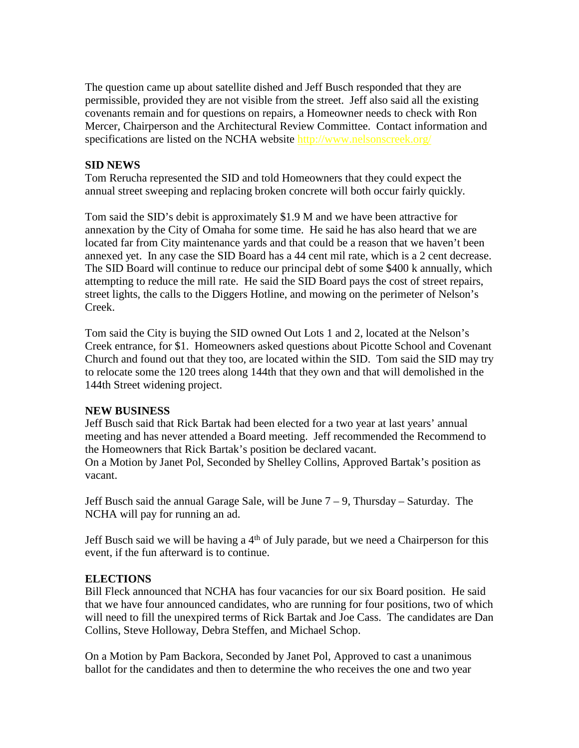The question came up about satellite dished and Jeff Busch responded that they are permissible, provided they are not visible from the street. Jeff also said all the existing covenants remain and for questions on repairs, a Homeowner needs to check with Ron Mercer, Chairperson and the Architectural Review Committee. Contact information and specifications are listed on the NCHA website http://www.nelsonscreek.org/

**SID NEWS**

Tom Rerucha represented the SID and told Homeowners that they could expect the annual street sweeping and replacing broken concrete will both occur fairly quickly.

Tom said the SID's debit is approximately $1.9 M and we have been attractive for annexation by the City of Omaha for some time. He said he has also heard that we are located far from City maintenance yards and that could be a reason that we haven't been annexed yet. In any case the SID Board has a 44 cent mil rate, which is a 2 cent decrease. The SID Board will continue to reduce our principal debt of some $400 k annually, which attempting to reduce the mill rate. He said the SID Board pays the cost of street repairs, street lights, the calls to the Diggers Hotline, and mowing on the perimeter of Nelson's Creek.

Tom said the City is buying the SID owned Out Lots 1 and 2, located at the Nelson's Creek entrance, for $1. Homeowners asked questions about Picotte School and Covenant Church and found out that they too, are located within the SID. Tom said the SID may try to relocate some the 120 trees along 144th that they own and that will demolished in the 144th Street widening project.

**NEW BUSINESS**

Jeff Busch said that Rick Bartak had been elected for a two year at last years' annual meeting and has never attended a Board meeting. Jeff recommended the Recommend to the Homeowners that Rick Bartak's position be declared vacant.
On a Motion by Janet Pol, Seconded by Shelley Collins, Approved Bartak's position as vacant.

Jeff Busch said the annual Garage Sale, will be June 7 – 9, Thursday – Saturday. The NCHA will pay for running an ad.

Jeff Busch said we will be having a 4th of July parade, but we need a Chairperson for this event, if the fun afterward is to continue.

**ELECTIONS**

Bill Fleck announced that NCHA has four vacancies for our six Board position. He said that we have four announced candidates, who are running for four positions, two of which will need to fill the unexpired terms of Rick Bartak and Joe Cass. The candidates are Dan Collins, Steve Holloway, Debra Steffen, and Michael Schop.

On a Motion by Pam Backora, Seconded by Janet Pol, Approved to cast a unanimous ballot for the candidates and then to determine the who receives the one and two year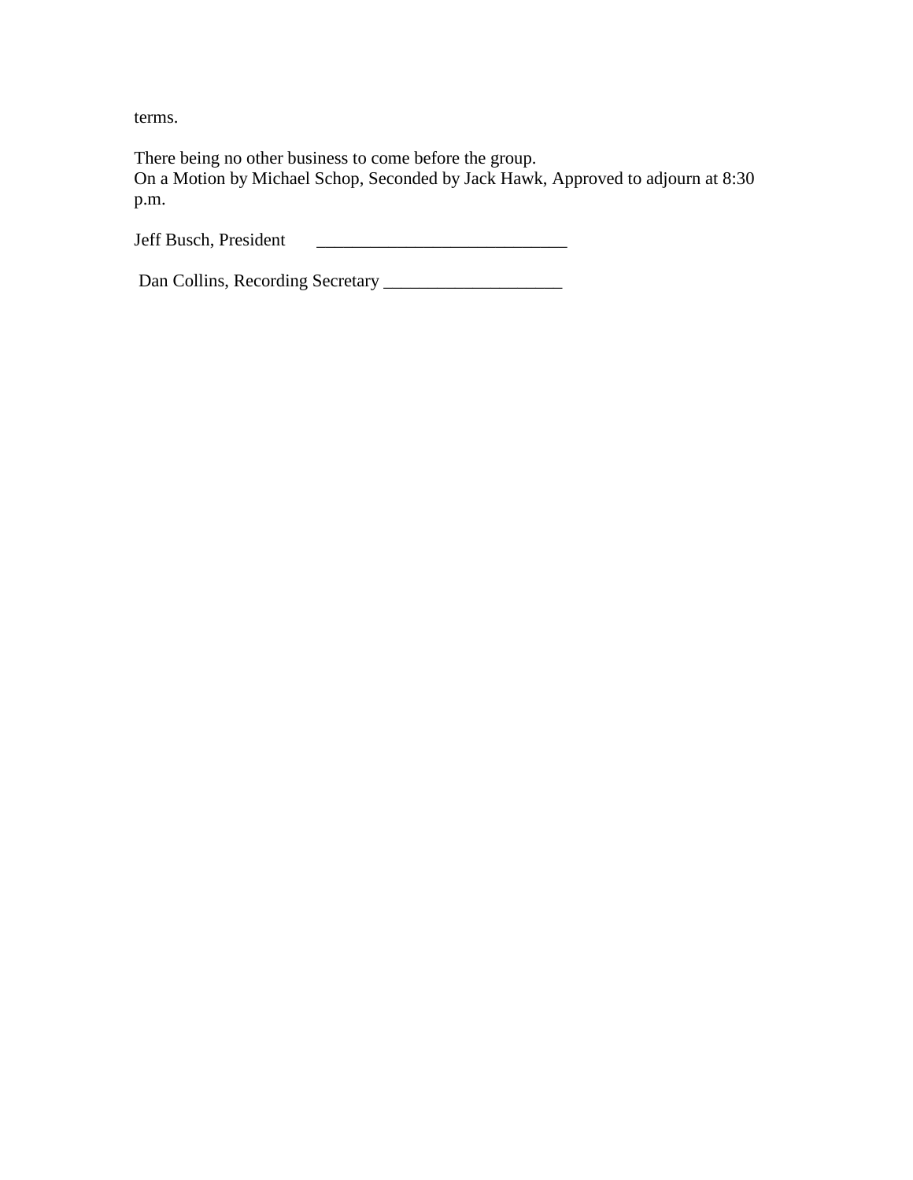terms.

There being no other business to come before the group.
On a Motion by Michael Schop, Seconded by Jack Hawk, Approved to adjourn at 8:30 p.m.

Jeff Busch, President ____________________________

Dan Collins, Recording Secretary ____________________